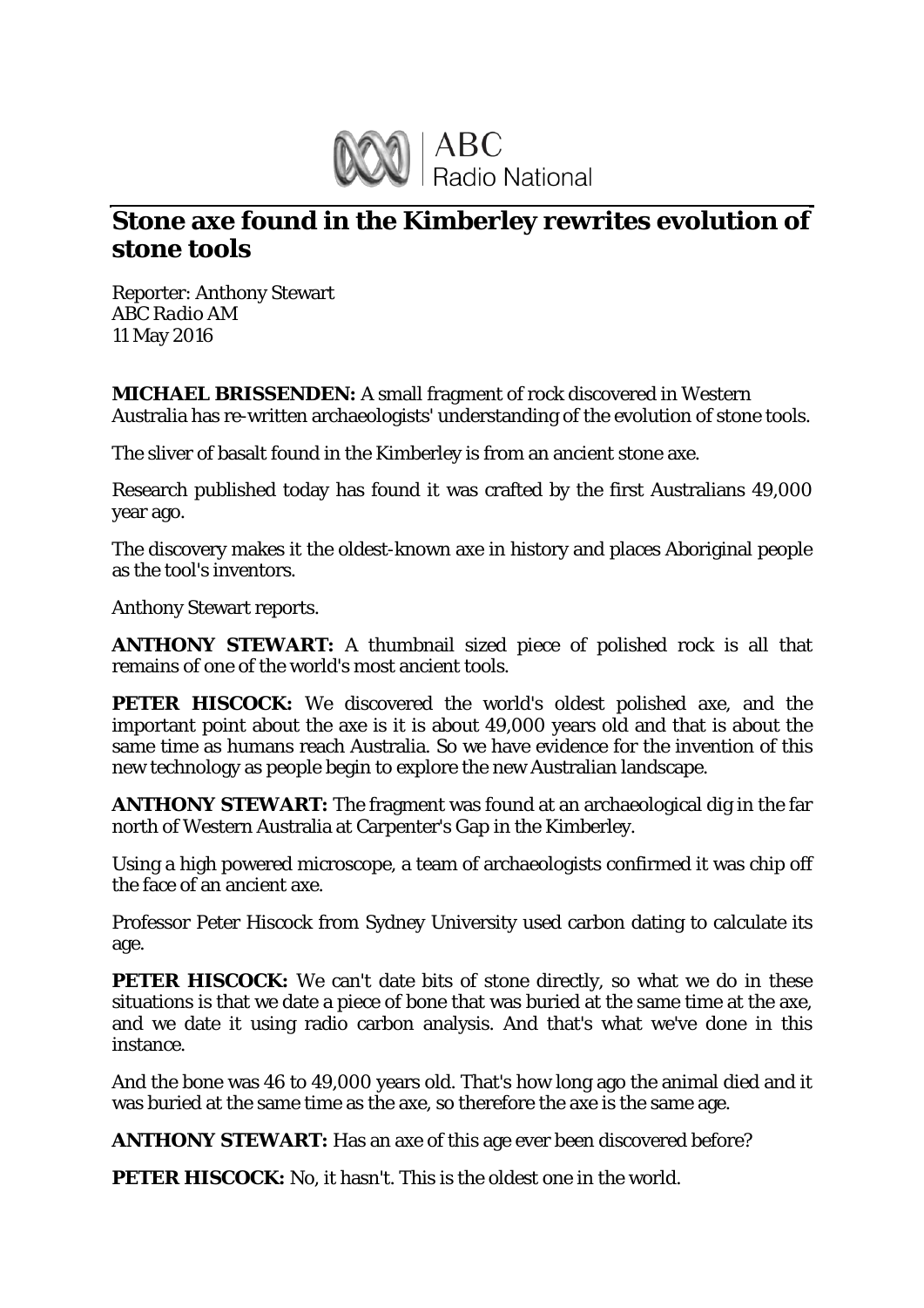ABC Radio National

# Stone axe found in the Kimberley rewrites evolution of stone tools

Reporter: Anthony Stewart
*ABC Radio AM*
11 May 2016

**MICHAEL BRISSENDEN:** A small fragment of rock discovered in Western Australia has re-written archaeologists' understanding of the evolution of stone tools.

The sliver of basalt found in the Kimberley is from an ancient stone axe.

Research published today has found it was crafted by the first Australians 49,000 year ago.

The discovery makes it the oldest-known axe in history and places Aboriginal people as the tool's inventors.

Anthony Stewart reports.

**ANTHONY STEWART:** A thumbnail sized piece of polished rock is all that remains of one of the world's most ancient tools.

**PETER HISCOCK:** We discovered the world's oldest polished axe, and the important point about the axe is it is about 49,000 years old and that is about the same time as humans reach Australia. So we have evidence for the invention of this new technology as people begin to explore the new Australian landscape.

**ANTHONY STEWART:** The fragment was found at an archaeological dig in the far north of Western Australia at Carpenter's Gap in the Kimberley.

Using a high powered microscope, a team of archaeologists confirmed it was chip off the face of an ancient axe.

Professor Peter Hiscock from Sydney University used carbon dating to calculate its age.

**PETER HISCOCK:** We can't date bits of stone directly, so what we do in these situations is that we date a piece of bone that was buried at the same time at the axe, and we date it using radio carbon analysis. And that's what we've done in this instance.

And the bone was 46 to 49,000 years old. That's how long ago the animal died and it was buried at the same time as the axe, so therefore the axe is the same age.

**ANTHONY STEWART:** Has an axe of this age ever been discovered before?

**PETER HISCOCK:** No, it hasn't. This is the oldest one in the world.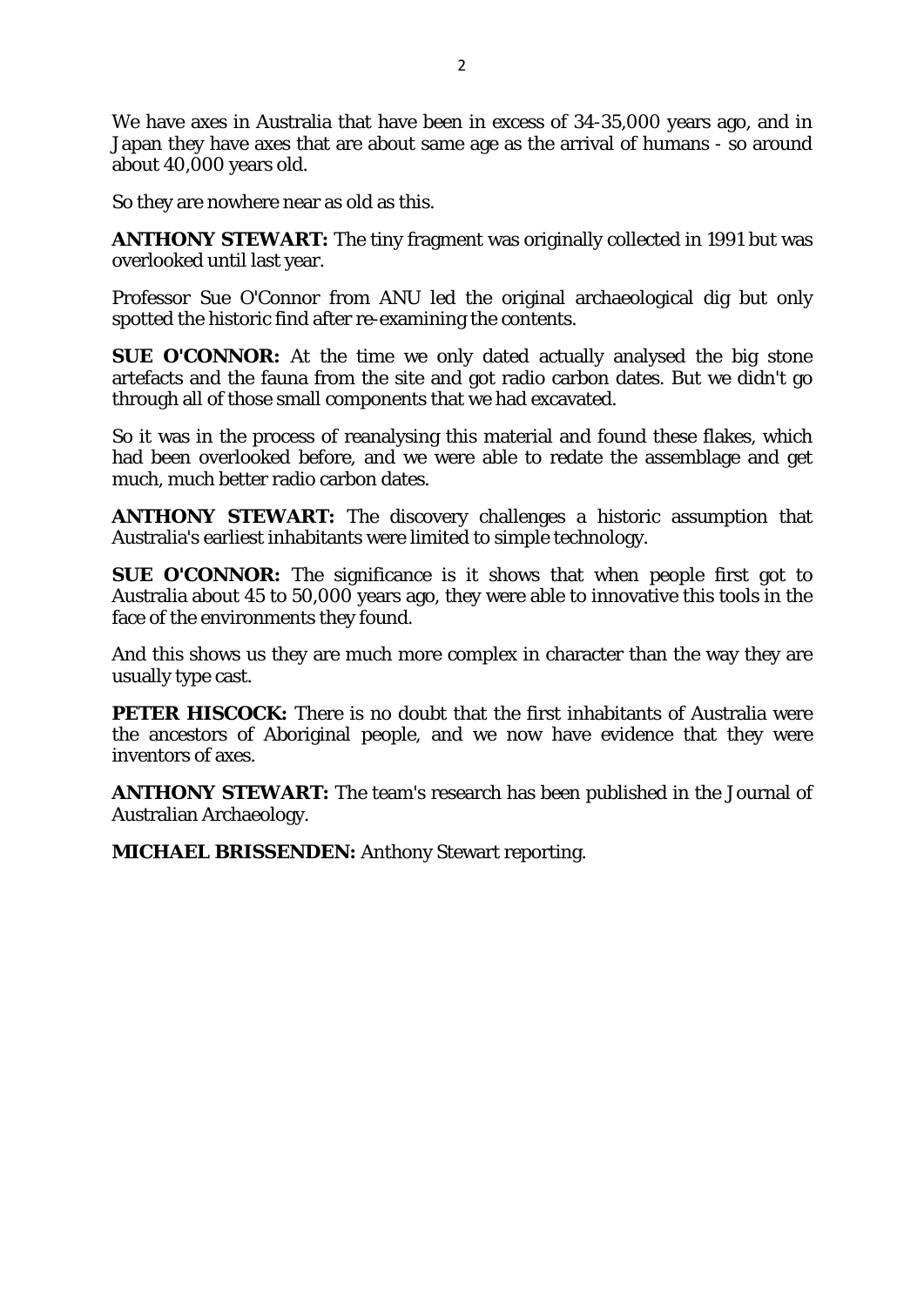We have axes in Australia that have been in excess of 34-35,000 years ago, and in Japan they have axes that are about same age as the arrival of humans - so around about 40,000 years old.

So they are nowhere near as old as this.

**ANTHONY STEWART:** The tiny fragment was originally collected in 1991 but was overlooked until last year.

Professor Sue O'Connor from ANU led the original archaeological dig but only spotted the historic find after re-examining the contents.

**SUE O'CONNOR:** At the time we only dated actually analysed the big stone artefacts and the fauna from the site and got radio carbon dates. But we didn't go through all of those small components that we had excavated.

So it was in the process of reanalysing this material and found these flakes, which had been overlooked before, and we were able to redate the assemblage and get much, much better radio carbon dates.

**ANTHONY STEWART:** The discovery challenges a historic assumption that Australia's earliest inhabitants were limited to simple technology.

**SUE O'CONNOR:** The significance is it shows that when people first got to Australia about 45 to 50,000 years ago, they were able to innovative this tools in the face of the environments they found.

And this shows us they are much more complex in character than the way they are usually type cast.

**PETER HISCOCK:** There is no doubt that the first inhabitants of Australia were the ancestors of Aboriginal people, and we now have evidence that they were inventors of axes.

**ANTHONY STEWART:** The team's research has been published in the Journal of Australian Archaeology.

**MICHAEL BRISSENDEN:** Anthony Stewart reporting.